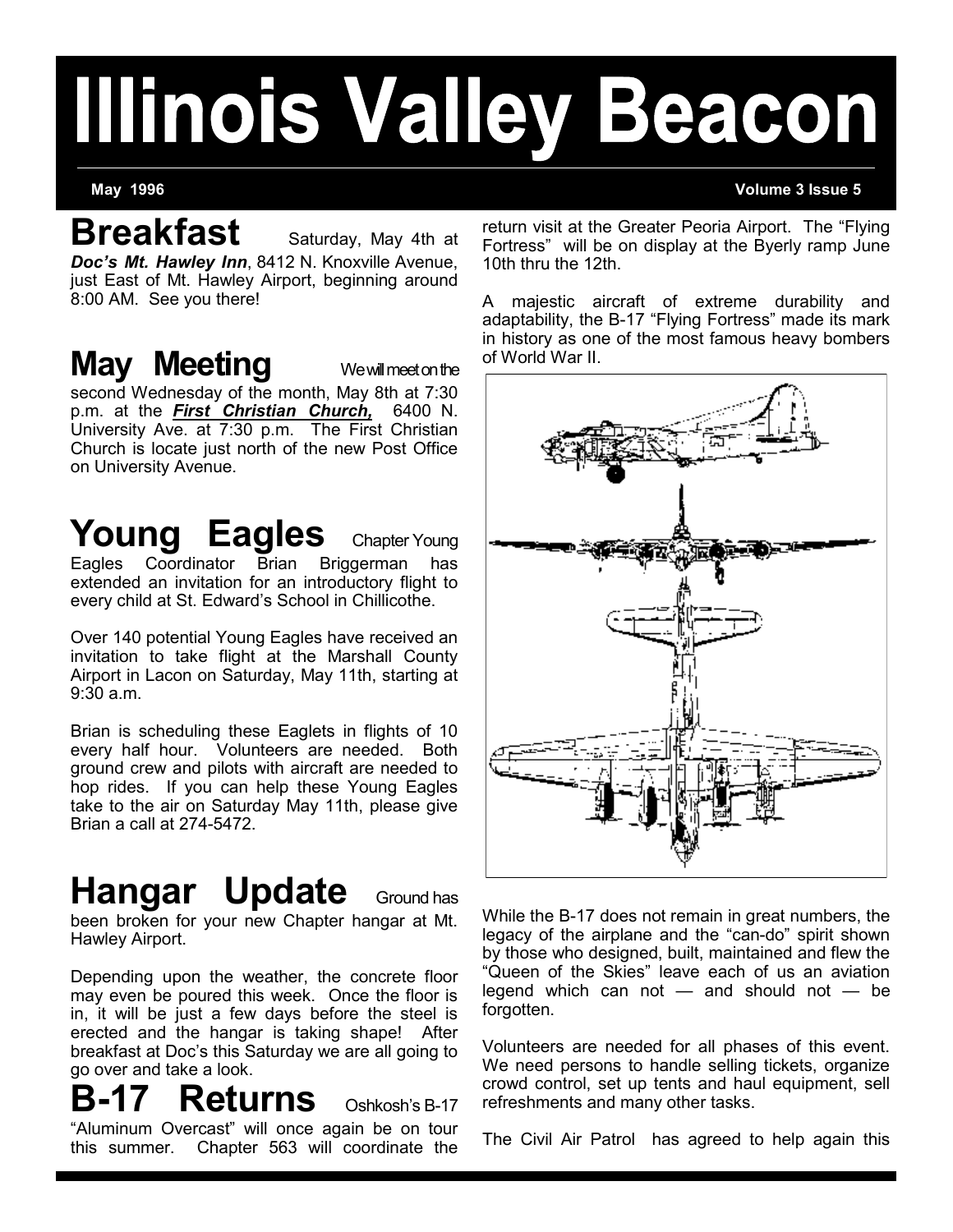# Illinois Valley Beacon

**May 1996** **Volume 3 Issue 5**

## Breakfast

Saturday, May 4th at ***Doc's Mt. Hawley Inn***, 8412 N. Knoxville Avenue, just East of Mt. Hawley Airport, beginning around 8:00 AM. See you there!

## May Meeting

We will meet on the second Wednesday of the month, May 8th at 7:30 p.m. at the ***First Christian Church,*** 6400 N. University Ave. at 7:30 p.m. The First Christian Church is locate just north of the new Post Office on University Avenue.

## Young Eagles

Chapter Young Eagles Coordinator Brian Briggerman has extended an invitation for an introductory flight to every child at St. Edward's School in Chillicothe.

Over 140 potential Young Eagles have received an invitation to take flight at the Marshall County Airport in Lacon on Saturday, May 11th, starting at 9:30 a.m.

Brian is scheduling these Eaglets in flights of 10 every half hour. Volunteers are needed. Both ground crew and pilots with aircraft are needed to hop rides. If you can help these Young Eagles take to the air on Saturday May 11th, please give Brian a call at 274-5472.

## Hangar Update

Ground has been broken for your new Chapter hangar at Mt. Hawley Airport.

Depending upon the weather, the concrete floor may even be poured this week. Once the floor is in, it will be just a few days before the steel is erected and the hangar is taking shape! After breakfast at Doc's this Saturday we are all going to go over and take a look.

## B-17 Returns

Oshkosh's B-17 "Aluminum Overcast" will once again be on tour this summer. Chapter 563 will coordinate the return visit at the Greater Peoria Airport. The "Flying Fortress" will be on display at the Byerly ramp June 10th thru the 12th.

A majestic aircraft of extreme durability and adaptability, the B-17 "Flying Fortress" made its mark in history as one of the most famous heavy bombers of World War II.

While the B-17 does not remain in great numbers, the legacy of the airplane and the "can-do" spirit shown by those who designed, built, maintained and flew the "Queen of the Skies" leave each of us an aviation legend which can not — and should not — be forgotten.

Volunteers are needed for all phases of this event. We need persons to handle selling tickets, organize crowd control, set up tents and haul equipment, sell refreshments and many other tasks.

The Civil Air Patrol has agreed to help again this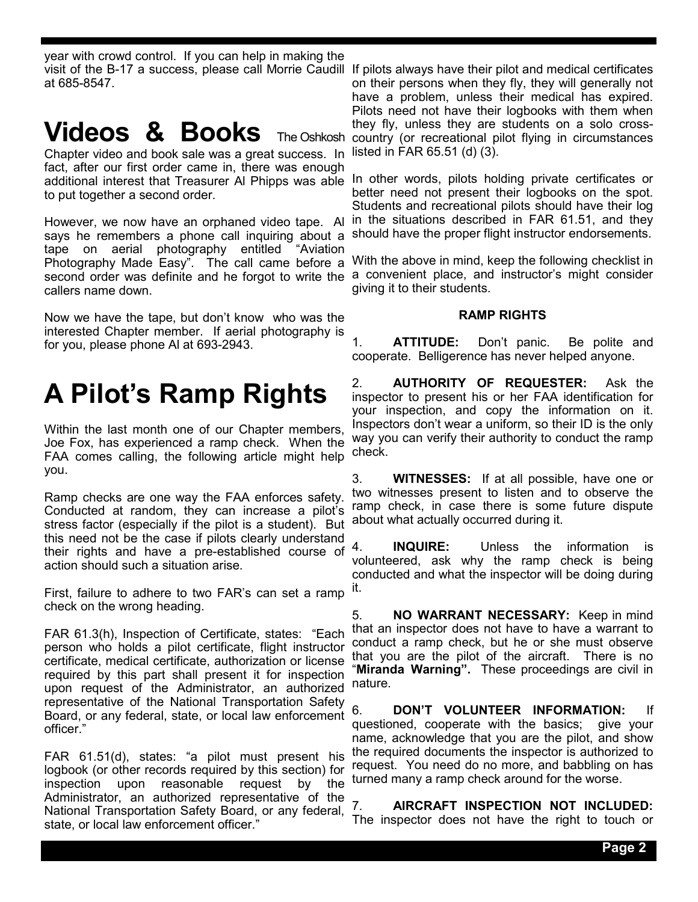year with crowd control. If you can help in making the visit of the B-17 a success, please call Morrie Caudill at 685-8547.

# Videos & Books

The Oshkosh Chapter video and book sale was a great success. In fact, after our first order came in, there was enough additional interest that Treasurer Al Phipps was able to put together a second order.

However, we now have an orphaned video tape. Al says he remembers a phone call inquiring about a tape on aerial photography entitled "Aviation Photography Made Easy". The call came before a second order was definite and he forgot to write the callers name down.

Now we have the tape, but don't know who was the interested Chapter member. If aerial photography is for you, please phone Al at 693-2943.

# A Pilot's Ramp Rights

Within the last month one of our Chapter members, Joe Fox, has experienced a ramp check. When the FAA comes calling, the following article might help you.

Ramp checks are one way the FAA enforces safety. Conducted at random, they can increase a pilot's stress factor (especially if the pilot is a student). But this need not be the case if pilots clearly understand their rights and have a pre-established course of action should such a situation arise.

First, failure to adhere to two FAR's can set a ramp check on the wrong heading.

FAR 61.3(h), Inspection of Certificate, states: "Each person who holds a pilot certificate, flight instructor certificate, medical certificate, authorization or license required by this part shall present it for inspection upon request of the Administrator, an authorized representative of the National Transportation Safety Board, or any federal, state, or local law enforcement officer."

FAR 61.51(d), states: "a pilot must present his logbook (or other records required by this section) for inspection upon reasonable request by the Administrator, an authorized representative of the National Transportation Safety Board, or any federal, state, or local law enforcement officer."

If pilots always have their pilot and medical certificates on their persons when they fly, they will generally not have a problem, unless their medical has expired. Pilots need not have their logbooks with them when they fly, unless they are students on a solo cross-country (or recreational pilot flying in circumstances listed in FAR 65.51 (d) (3).

In other words, pilots holding private certificates or better need not present their logbooks on the spot. Students and recreational pilots should have their log in the situations described in FAR 61.51, and they should have the proper flight instructor endorsements.

With the above in mind, keep the following checklist in a convenient place, and instructor's might consider giving it to their students.

**RAMP RIGHTS**

1. **ATTITUDE:** Don't panic. Be polite and cooperate. Belligerence has never helped anyone.

2. **AUTHORITY OF REQUESTER:** Ask the inspector to present his or her FAA identification for your inspection, and copy the information on it. Inspectors don't wear a uniform, so their ID is the only way you can verify their authority to conduct the ramp check.

3. **WITNESSES:** If at all possible, have one or two witnesses present to listen and to observe the ramp check, in case there is some future dispute about what actually occurred during it.

4. **INQUIRE:** Unless the information is volunteered, ask why the ramp check is being conducted and what the inspector will be doing during it.

5. **NO WARRANT NECESSARY:** Keep in mind that an inspector does not have to have a warrant to conduct a ramp check, but he or she must observe that you are the pilot of the aircraft. There is no "**Miranda Warning".** These proceedings are civil in nature.

6. **DON'T VOLUNTEER INFORMATION:** If questioned, cooperate with the basics; give your name, acknowledge that you are the pilot, and show the required documents the inspector is authorized to request. You need do no more, and babbling on has turned many a ramp check around for the worse.

7. **AIRCRAFT INSPECTION NOT INCLUDED:** The inspector does not have the right to touch or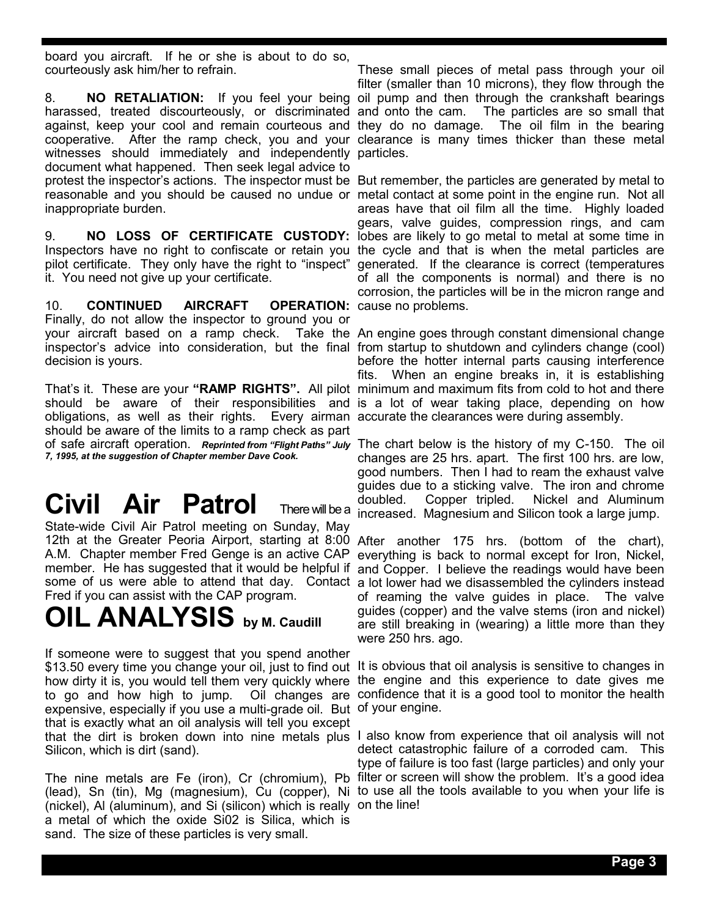board you aircraft. If he or she is about to do so, courteously ask him/her to refrain.

8. **NO RETALIATION:** If you feel your being harassed, treated discourteously, or discriminated against, keep your cool and remain courteous and cooperative. After the ramp check, you and your witnesses should immediately and independently document what happened. Then seek legal advice to protest the inspector's actions. The inspector must be reasonable and you should be caused no undue or inappropriate burden.

9. **NO LOSS OF CERTIFICATE CUSTODY:** Inspectors have no right to confiscate or retain you pilot certificate. They only have the right to "inspect" it. You need not give up your certificate.

10. **CONTINUED AIRCRAFT OPERATION:** Finally, do not allow the inspector to ground you or your aircraft based on a ramp check. Take the inspector's advice into consideration, but the final decision is yours.

That's it. These are your **"RAMP RIGHTS".** All pilot should be aware of their responsibilities and obligations, as well as their rights. Every airman should be aware of the limits to a ramp check as part of safe aircraft operation. ***Reprinted from "Flight Paths" July 7, 1995, at the suggestion of Chapter member Dave Cook.***

# Civil Air Patrol

There will be a State-wide Civil Air Patrol meeting on Sunday, May 12th at the Greater Peoria Airport, starting at 8:00 A.M. Chapter member Fred Genge is an active CAP member. He has suggested that it would be helpful if some of us were able to attend that day. Contact Fred if you can assist with the CAP program.

# OIL ANALYSIS by M. Caudill

If someone were to suggest that you spend another $13.50 every time you change your oil, just to find out how dirty it is, you would tell them very quickly where to go and how high to jump. Oil changes are expensive, especially if you use a multi-grade oil. But that is exactly what an oil analysis will tell you except that the dirt is broken down into nine metals plus Silicon, which is dirt (sand).

The nine metals are Fe (iron), Cr (chromium), Pb (lead), Sn (tin), Mg (magnesium), Cu (copper), Ni (nickel), Al (aluminum), and Si (silicon) which is really a metal of which the oxide $SiO_2$ is Silica, which is sand. The size of these particles is very small.

These small pieces of metal pass through your oil filter (smaller than 10 microns), they flow through the oil pump and then through the crankshaft bearings and onto the cam. The particles are so small that they do no damage. The oil film in the bearing clearance is many times thicker than these metal particles.

But remember, the particles are generated by metal to metal contact at some point in the engine run. Not all areas have that oil film all the time. Highly loaded gears, valve guides, compression rings, and cam lobes are likely to go metal to metal at some time in the cycle and that is when the metal particles are generated. If the clearance is correct (temperatures of all the components is normal) and there is no corrosion, the particles will be in the micron range and cause no problems.

An engine goes through constant dimensional change from startup to shutdown and cylinders change (cool) before the hotter internal parts causing interference fits. When an engine breaks in, it is establishing minimum and maximum fits from cold to hot and there is a lot of wear taking place, depending on how accurate the clearances were during assembly.

The chart below is the history of my C-150. The oil changes are 25 hrs. apart. The first 100 hrs. are low, good numbers. Then I had to ream the exhaust valve guides due to a sticking valve. The iron and chrome doubled. Copper tripled. Nickel and Aluminum increased. Magnesium and Silicon took a large jump.

After another 175 hrs. (bottom of the chart), everything is back to normal except for Iron, Nickel, and Copper. I believe the readings would have been a lot lower had we disassembled the cylinders instead of reaming the valve guides in place. The valve guides (copper) and the valve stems (iron and nickel) are still breaking in (wearing) a little more than they were 250 hrs. ago.

It is obvious that oil analysis is sensitive to changes in the engine and this experience to date gives me confidence that it is a good tool to monitor the health of your engine.

I also know from experience that oil analysis will not detect catastrophic failure of a corroded cam. This type of failure is too fast (large particles) and only your filter or screen will show the problem. It's a good idea to use all the tools available to you when your life is on the line!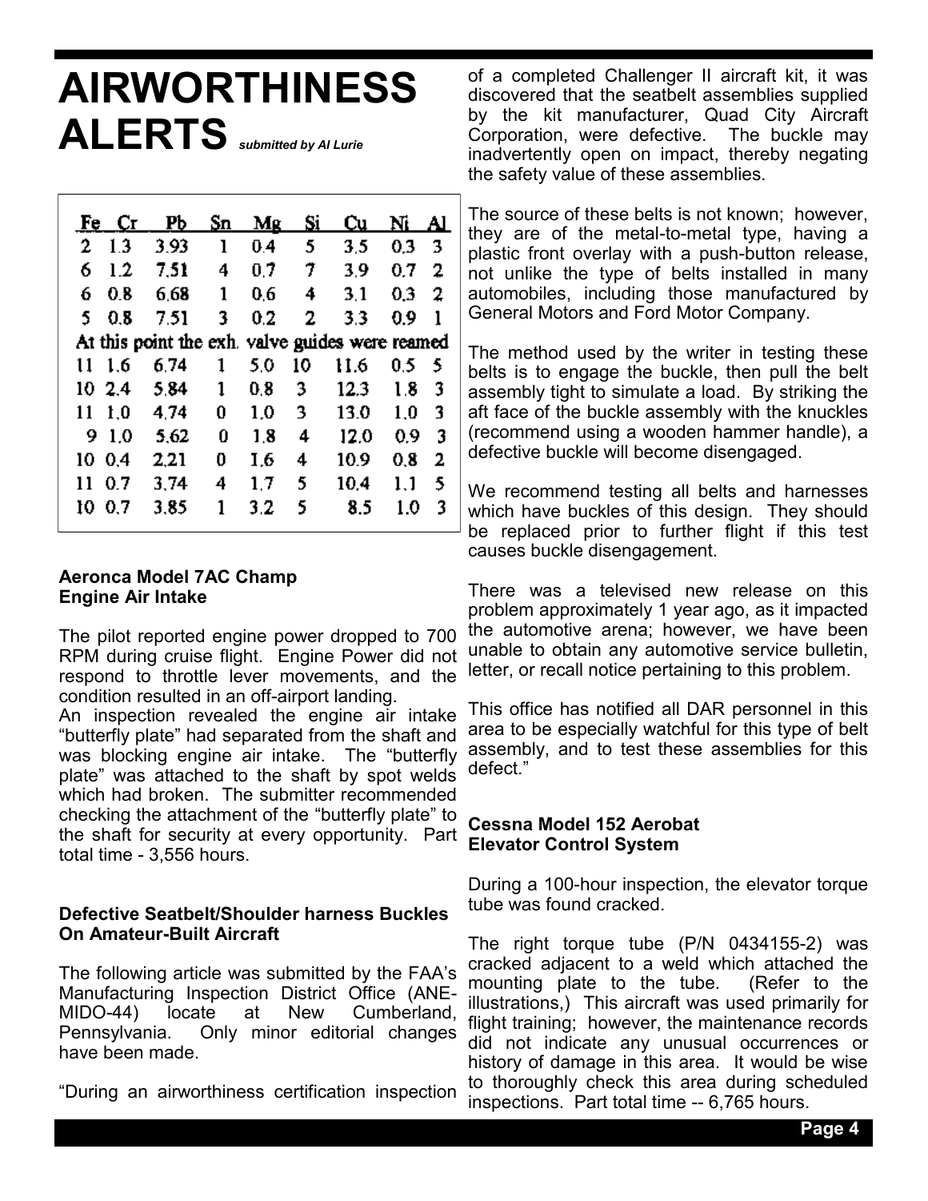# AIRWORTHINESS ALERTS *submitted by Al Lurie*

| Fe | Cr | Pb | Sn | Mg | Si | Cu | Ni | Al |
|---|---|---|---|---|---|---|---|---|
| 2 | 1.3 | 3.93 | 1 | 0.4 | 5 | 3.5 | 0.3 | 3 |
| 6 | 1.2 | 7.51 | 4 | 0.7 | 7 | 3.9 | 0.7 | 2 |
| 6 | 0.8 | 6.68 | 1 | 0.6 | 4 | 3.1 | 0.3 | 2 |
| 5 | 0.8 | 7.51 | 3 | 0.2 | 2 | 3.3 | 0.9 | 1 |
| At this point the exh. valve guides were reamed | | | | | | | | |
| 11 | 1.6 | 6.74 | 1 | 5.0 | 10 | 11.6 | 0.5 | 5 |
| 10 | 2.4 | 5.84 | 1 | 0.8 | 3 | 12.3 | 1.8 | 3 |
| 11 | 1.0 | 4.74 | 0 | 1.0 | 3 | 13.0 | 1.0 | 3 |
| 9 | 1.0 | 5.62 | 0 | 1.8 | 4 | 12.0 | 0.9 | 3 |
| 10 | 0.4 | 2.21 | 0 | 1.6 | 4 | 10.9 | 0.8 | 2 |
| 11 | 0.7 | 3.74 | 4 | 1.7 | 5 | 10.4 | 1.1 | 5 |
| 10 | 0.7 | 3.85 | 1 | 3.2 | 5 | 8.5 | 1.0 | 3 |

**Aeronca Model 7AC Champ**
**Engine Air Intake**

The pilot reported engine power dropped to 700 RPM during cruise flight. Engine Power did not respond to throttle lever movements, and the condition resulted in an off-airport landing.
An inspection revealed the engine air intake "butterfly plate" had separated from the shaft and was blocking engine air intake. The "butterfly plate" was attached to the shaft by spot welds which had broken. The submitter recommended checking the attachment of the "butterfly plate" to the shaft for security at every opportunity. Part total time - 3,556 hours.

**Defective Seatbelt/Shoulder harness Buckles On Amateur-Built Aircraft**

The following article was submitted by the FAA's Manufacturing Inspection District Office (ANE-MIDO-44) locate at New Cumberland, Pennsylvania. Only minor editorial changes have been made.

"During an airworthiness certification inspection of a completed Challenger II aircraft kit, it was discovered that the seatbelt assemblies supplied by the kit manufacturer, Quad City Aircraft Corporation, were defective. The buckle may inadvertently open on impact, thereby negating the safety value of these assemblies.

The source of these belts is not known; however, they are of the metal-to-metal type, having a plastic front overlay with a push-button release, not unlike the type of belts installed in many automobiles, including those manufactured by General Motors and Ford Motor Company.

The method used by the writer in testing these belts is to engage the buckle, then pull the belt assembly tight to simulate a load. By striking the aft face of the buckle assembly with the knuckles (recommend using a wooden hammer handle), a defective buckle will become disengaged.

We recommend testing all belts and harnesses which have buckles of this design. They should be replaced prior to further flight if this test causes buckle disengagement.

There was a televised new release on this problem approximately 1 year ago, as it impacted the automotive arena; however, we have been unable to obtain any automotive service bulletin, letter, or recall notice pertaining to this problem.

This office has notified all DAR personnel in this area to be especially watchful for this type of belt assembly, and to test these assemblies for this defect."

**Cessna Model 152 Aerobat**
**Elevator Control System**

During a 100-hour inspection, the elevator torque tube was found cracked.

The right torque tube (P/N 0434155-2) was cracked adjacent to a weld which attached the mounting plate to the tube. (Refer to the illustrations,) This aircraft was used primarily for flight training; however, the maintenance records did not indicate any unusual occurrences or history of damage in this area. It would be wise to thoroughly check this area during scheduled inspections. Part total time -- 6,765 hours.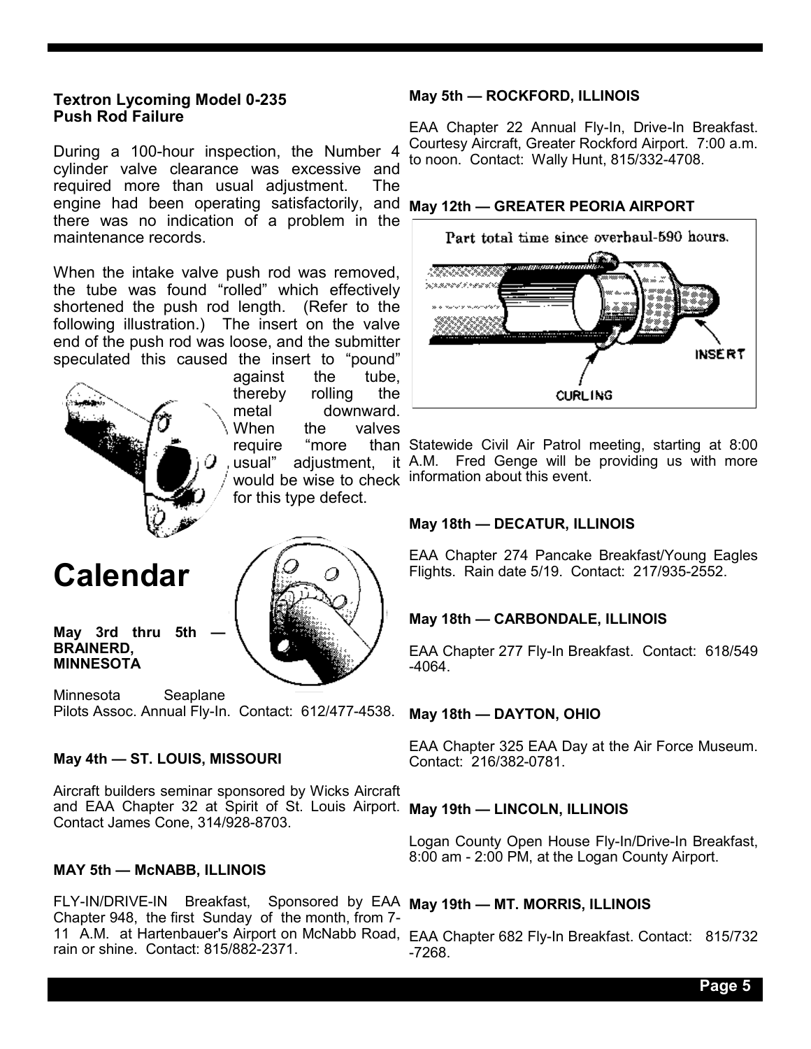**Textron Lycoming Model 0-235 Push Rod Failure**

During a 100-hour inspection, the Number 4 cylinder valve clearance was excessive and required more than usual adjustment. The engine had been operating satisfactorily, and there was no indication of a problem in the maintenance records.

When the intake valve push rod was removed, the tube was found "rolled" which effectively shortened the push rod length. (Refer to the following illustration.) The insert on the valve end of the push rod was loose, and the submitter speculated this caused the insert to "pound" against the tube, thereby rolling the metal downward. When the valves require "more than usual" adjustment, it would be wise to check for this type defect.

Part total time since overhaul-590 hours.

INSERT

CURLING

# Calendar

**May 3rd thru 5th — BRAINERD, MINNESOTA**

Minnesota Seaplane Pilots Assoc. Annual Fly-In. Contact: 612/477-4538.

**May 4th — ST. LOUIS, MISSOURI**

Aircraft builders seminar sponsored by Wicks Aircraft and EAA Chapter 32 at Spirit of St. Louis Airport. Contact James Cone, 314/928-8703.

**MAY 5th — McNABB, ILLINOIS**

FLY-IN/DRIVE-IN Breakfast, Sponsored by EAA Chapter 948, the first Sunday of the month, from 7-11 A.M. at Hartenbauer's Airport on McNabb Road, rain or shine. Contact: 815/882-2371.

**May 5th — ROCKFORD, ILLINOIS**

EAA Chapter 22 Annual Fly-In, Drive-In Breakfast. Courtesy Aircraft, Greater Rockford Airport. 7:00 a.m. to noon. Contact: Wally Hunt, 815/332-4708.

**May 12th — GREATER PEORIA AIRPORT**

Statewide Civil Air Patrol meeting, starting at 8:00 A.M. Fred Genge will be providing us with more information about this event.

**May 18th — DECATUR, ILLINOIS**

EAA Chapter 274 Pancake Breakfast/Young Eagles Flights. Rain date 5/19. Contact: 217/935-2552.

**May 18th — CARBONDALE, ILLINOIS**

EAA Chapter 277 Fly-In Breakfast. Contact: 618/549-4064.

**May 18th — DAYTON, OHIO**

EAA Chapter 325 EAA Day at the Air Force Museum. Contact: 216/382-0781.

**May 19th — LINCOLN, ILLINOIS**

Logan County Open House Fly-In/Drive-In Breakfast, 8:00 am - 2:00 PM, at the Logan County Airport.

**May 19th — MT. MORRIS, ILLINOIS**

EAA Chapter 682 Fly-In Breakfast. Contact: 815/732-7268.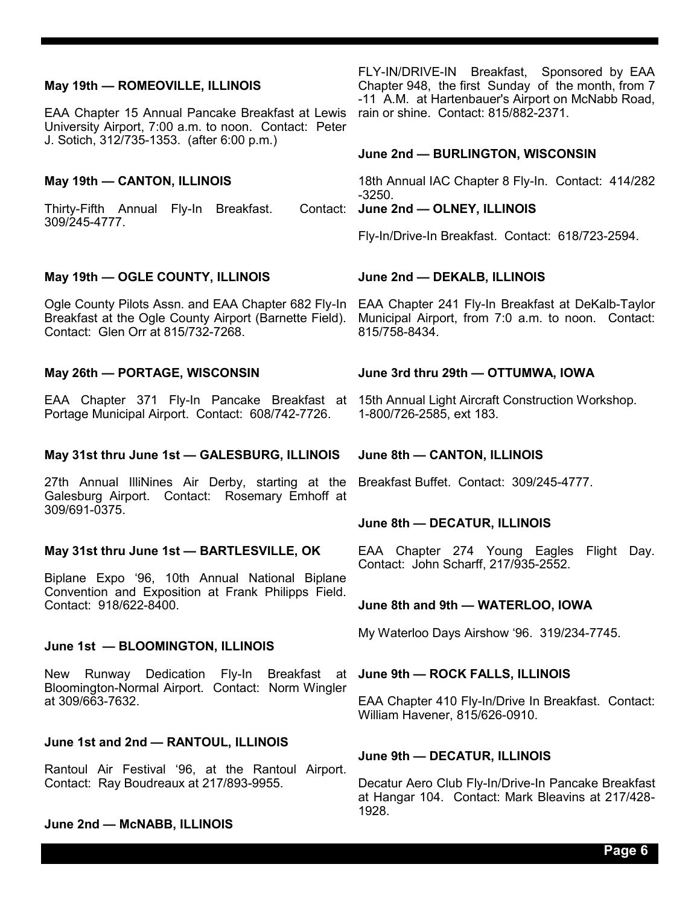**May 19th — ROMEOVILLE, ILLINOIS**

EAA Chapter 15 Annual Pancake Breakfast at Lewis University Airport, 7:00 a.m. to noon. Contact: Peter J. Sotich, 312/735-1353. (after 6:00 p.m.)

**May 19th — CANTON, ILLINOIS**

Thirty-Fifth Annual Fly-In Breakfast. Contact: 309/245-4777.

**May 19th — OGLE COUNTY, ILLINOIS**

Ogle County Pilots Assn. and EAA Chapter 682 Fly-In Breakfast at the Ogle County Airport (Barnette Field). Contact: Glen Orr at 815/732-7268.

**May 26th — PORTAGE, WISCONSIN**

EAA Chapter 371 Fly-In Pancake Breakfast at Portage Municipal Airport. Contact: 608/742-7726.

**May 31st thru June 1st — GALESBURG, ILLINOIS**

27th Annual IlliNines Air Derby, starting at the Galesburg Airport. Contact: Rosemary Emhoff at 309/691-0375.

**May 31st thru June 1st — BARTLESVILLE, OK**

Biplane Expo '96, 10th Annual National Biplane Convention and Exposition at Frank Philipps Field. Contact: 918/622-8400.

**June 1st — BLOOMINGTON, ILLINOIS**

New Runway Dedication Fly-In Breakfast at Bloomington-Normal Airport. Contact: Norm Wingler at 309/663-7632.

**June 1st and 2nd — RANTOUL, ILLINOIS**

Rantoul Air Festival '96, at the Rantoul Airport. Contact: Ray Boudreaux at 217/893-9955.

**June 2nd — McNABB, ILLINOIS**

FLY-IN/DRIVE-IN Breakfast, Sponsored by EAA Chapter 948, the first Sunday of the month, from 7-11 A.M. at Hartenbauer's Airport on McNabb Road, rain or shine. Contact: 815/882-2371.

**June 2nd — BURLINGTON, WISCONSIN**

18th Annual IAC Chapter 8 Fly-In. Contact: 414/282-3250.

**June 2nd — OLNEY, ILLINOIS**

Fly-In/Drive-In Breakfast. Contact: 618/723-2594.

**June 2nd — DEKALB, ILLINOIS**

EAA Chapter 241 Fly-In Breakfast at DeKalb-Taylor Municipal Airport, from 7:0 a.m. to noon. Contact: 815/758-8434.

**June 3rd thru 29th — OTTUMWA, IOWA**

15th Annual Light Aircraft Construction Workshop. 1-800/726-2585, ext 183.

**June 8th — CANTON, ILLINOIS**

Breakfast Buffet. Contact: 309/245-4777.

**June 8th — DECATUR, ILLINOIS**

EAA Chapter 274 Young Eagles Flight Day. Contact: John Scharff, 217/935-2552.

**June 8th and 9th — WATERLOO, IOWA**

My Waterloo Days Airshow '96. 319/234-7745.

**June 9th — ROCK FALLS, ILLINOIS**

EAA Chapter 410 Fly-In/Drive In Breakfast. Contact: William Havener, 815/626-0910.

**June 9th — DECATUR, ILLINOIS**

Decatur Aero Club Fly-In/Drive-In Pancake Breakfast at Hangar 104. Contact: Mark Bleavins at 217/428-1928.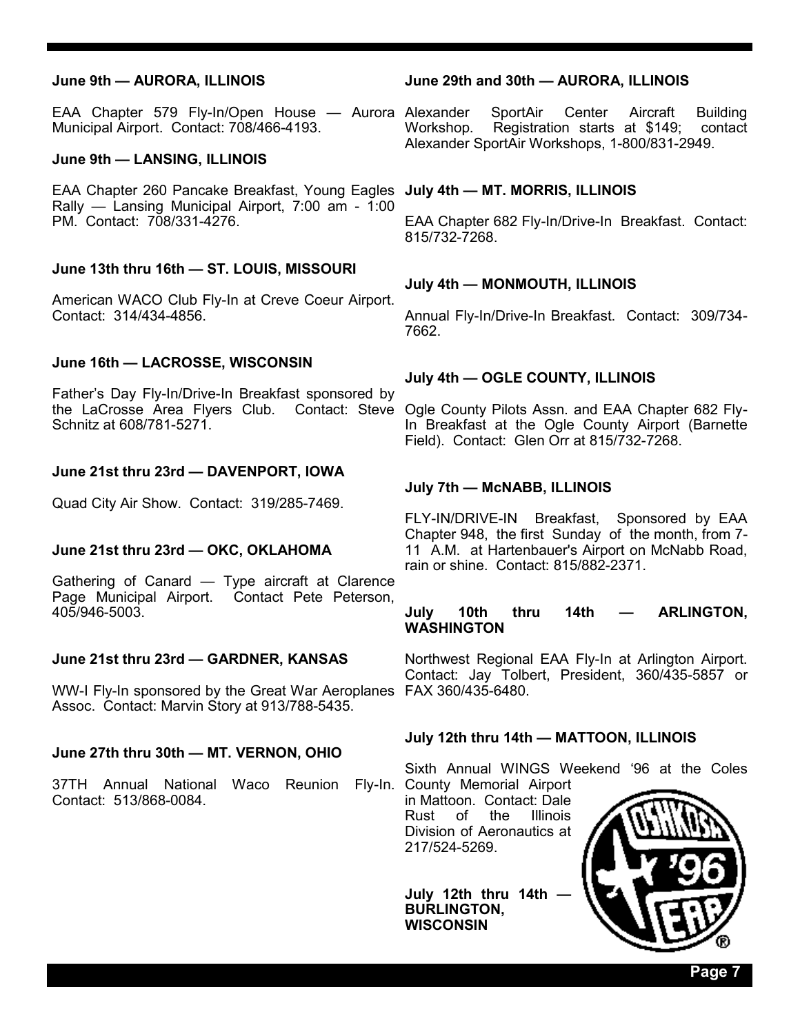**June 9th — AURORA, ILLINOIS**

EAA Chapter 579 Fly-In/Open House — Aurora Municipal Airport. Contact: 708/466-4193.

**June 9th — LANSING, ILLINOIS**

EAA Chapter 260 Pancake Breakfast, Young Eagles Rally — Lansing Municipal Airport, 7:00 am - 1:00 PM. Contact: 708/331-4276.

**June 13th thru 16th — ST. LOUIS, MISSOURI**

American WACO Club Fly-In at Creve Coeur Airport. Contact: 314/434-4856.

**June 16th — LACROSSE, WISCONSIN**

Father's Day Fly-In/Drive-In Breakfast sponsored by the LaCrosse Area Flyers Club. Contact: Steve Schnitz at 608/781-5271.

**June 21st thru 23rd — DAVENPORT, IOWA**

Quad City Air Show. Contact: 319/285-7469.

**June 21st thru 23rd — OKC, OKLAHOMA**

Gathering of Canard — Type aircraft at Clarence Page Municipal Airport. Contact Pete Peterson, 405/946-5003.

**June 21st thru 23rd — GARDNER, KANSAS**

WW-I Fly-In sponsored by the Great War Aeroplanes Assoc. Contact: Marvin Story at 913/788-5435.

**June 27th thru 30th — MT. VERNON, OHIO**

37TH Annual National Waco Reunion Fly-In. Contact: 513/868-0084.

**June 29th and 30th — AURORA, ILLINOIS**

Alexander SportAir Center Aircraft Building Workshop. Registration starts at $149; contact Alexander SportAir Workshops, 1-800/831-2949.

**July 4th — MT. MORRIS, ILLINOIS**

EAA Chapter 682 Fly-In/Drive-In Breakfast. Contact: 815/732-7268.

**July 4th — MONMOUTH, ILLINOIS**

Annual Fly-In/Drive-In Breakfast. Contact: 309/734-7662.

**July 4th — OGLE COUNTY, ILLINOIS**

Ogle County Pilots Assn. and EAA Chapter 682 Fly-In Breakfast at the Ogle County Airport (Barnette Field). Contact: Glen Orr at 815/732-7268.

**July 7th — McNABB, ILLINOIS**

FLY-IN/DRIVE-IN Breakfast, Sponsored by EAA Chapter 948, the first Sunday of the month, from 7-11 A.M. at Hartenbauer's Airport on McNabb Road, rain or shine. Contact: 815/882-2371.

**July 10th thru 14th — ARLINGTON, WASHINGTON**

Northwest Regional EAA Fly-In at Arlington Airport. Contact: Jay Tolbert, President, 360/435-5857 or FAX 360/435-6480.

**July 12th thru 14th — MATTOON, ILLINOIS**

Sixth Annual WINGS Weekend '96 at the Coles County Memorial Airport in Mattoon. Contact: Dale Rust of the Illinois Division of Aeronautics at 217/524-5269.

**July 12th thru 14th — BURLINGTON, WISCONSIN**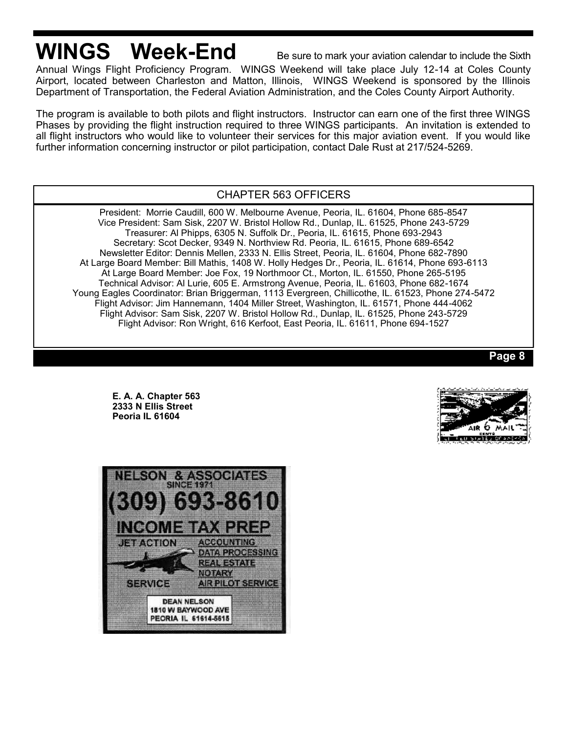# WINGS Week-End

Be sure to mark your aviation calendar to include the Sixth Annual Wings Flight Proficiency Program. WINGS Weekend will take place July 12-14 at Coles County Airport, located between Charleston and Matton, Illinois, WINGS Weekend is sponsored by the Illinois Department of Transportation, the Federal Aviation Administration, and the Coles County Airport Authority.

The program is available to both pilots and flight instructors. Instructor can earn one of the first three WINGS Phases by providing the flight instruction required to three WINGS participants. An invitation is extended to all flight instructors who would like to volunteer their services for this major aviation event. If you would like further information concerning instructor or pilot participation, contact Dale Rust at 217/524-5269.

## CHAPTER 563 OFFICERS

President: Morrie Caudill, 600 W. Melbourne Avenue, Peoria, IL. 61604, Phone 685-8547
Vice President: Sam Sisk, 2207 W. Bristol Hollow Rd., Dunlap, IL. 61525, Phone 243-5729
Treasurer: Al Phipps, 6305 N. Suffolk Dr., Peoria, IL. 61615, Phone 693-2943
Secretary: Scot Decker, 9349 N. Northview Rd. Peoria, IL. 61615, Phone 689-6542
Newsletter Editor: Dennis Mellen, 2333 N. Ellis Street, Peoria, IL. 61604, Phone 682-7890
At Large Board Member: Bill Mathis, 1408 W. Holly Hedges Dr., Peoria, IL. 61614, Phone 693-6113
At Large Board Member: Joe Fox, 19 Northmoor Ct., Morton, IL. 61550, Phone 265-5195
Technical Advisor: Al Lurie, 605 E. Armstrong Avenue, Peoria, IL. 61603, Phone 682-1674
Young Eagles Coordinator: Brian Briggerman, 1113 Evergreen, Chillicothe, IL. 61523, Phone 274-5472
Flight Advisor: Jim Hannemann, 1404 Miller Street, Washington, IL. 61571, Phone 444-4062
Flight Advisor: Sam Sisk, 2207 W. Bristol Hollow Rd., Dunlap, IL. 61525, Phone 243-5729
Flight Advisor: Ron Wright, 616 Kerfoot, East Peoria, IL. 61611, Phone 694-1527

**E. A. A. Chapter 563**
**2333 N Ellis Street**
**Peoria IL 61604**

NELSON & ASSOCIATES
SINCE 1971
(309) 693-8610
INCOME TAX PREP
JET ACTION SERVICE
ACCOUNTING
DATA PROCESSING
REAL ESTATE
NOTARY
AIR PILOT SERVICE
DEAN NELSON
1810 W BAYWOOD AVE
PEORIA IL 61614-5615